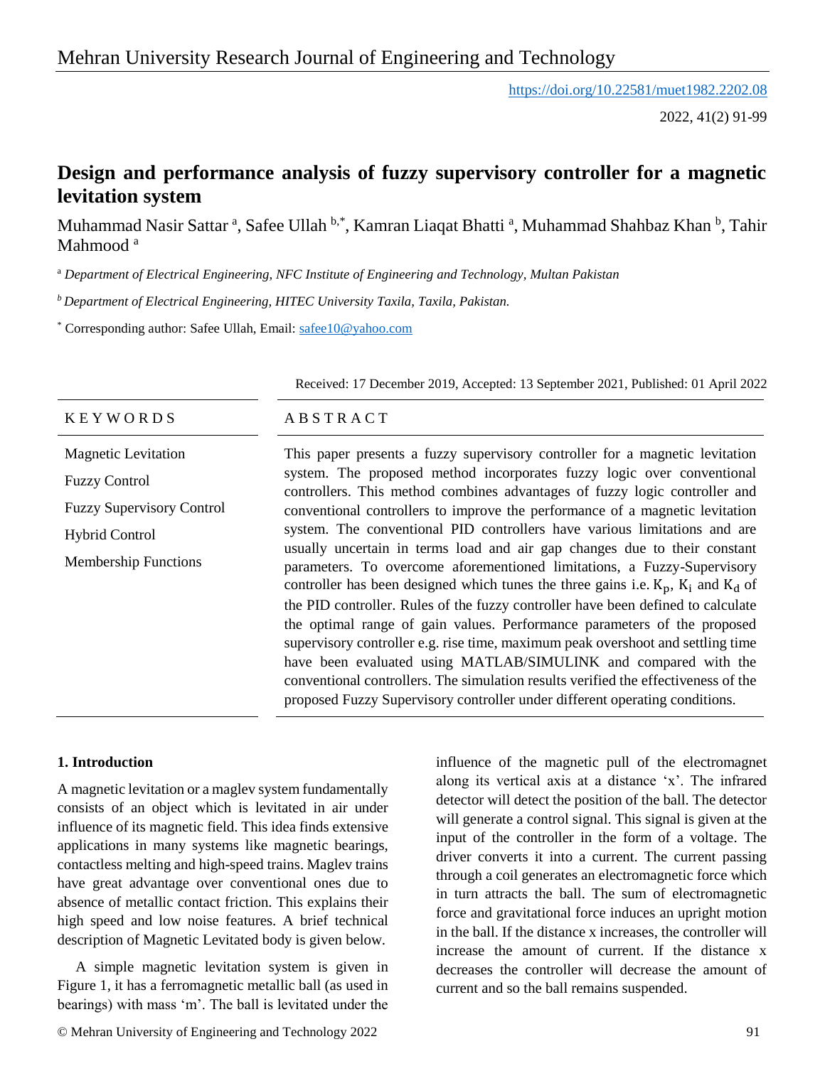https://doi.org/10.22581/muet1982.2202.08

# Design and performance analysis of fuzzy supervisory controller for a magnetic levitation system

Muhammad Nasir Sattar [a], Safee Ullah [b,*], Kamran Liaqat Bhatti [a], Muhammad Shahbaz Khan [b], Tahir Mahmood [a]

[a] *Department of Electrical Engineering, NFC Institute of Engineering and Technology, Multan Pakistan*

[b] *Department of Electrical Engineering, HITEC University Taxila, Taxila, Pakistan.*

[*] Corresponding author: Safee Ullah, Email: safee10@yahoo.com

Received: 17 December 2019, Accepted: 13 September 2021, Published: 01 April 2022

**KEYWORDS**

Magnetic Levitation

Fuzzy Control

Fuzzy Supervisory Control

Hybrid Control

Membership Functions

**ABSTRACT**

This paper presents a fuzzy supervisory controller for a magnetic levitation system. The proposed method incorporates fuzzy logic over conventional controllers. This method combines advantages of fuzzy logic controller and conventional controllers to improve the performance of a magnetic levitation system. The conventional PID controllers have various limitations and are usually uncertain in terms load and air gap changes due to their constant parameters. To overcome aforementioned limitations, a Fuzzy-Supervisory controller has been designed which tunes the three gains i.e. $K_p$, $K_i$ and $K_d$ of the PID controller. Rules of the fuzzy controller have been defined to calculate the optimal range of gain values. Performance parameters of the proposed supervisory controller e.g. rise time, maximum peak overshoot and settling time have been evaluated using MATLAB/SIMULINK and compared with the conventional controllers. The simulation results verified the effectiveness of the proposed Fuzzy Supervisory controller under different operating conditions.

## 1. Introduction

A magnetic levitation or a maglev system fundamentally consists of an object which is levitated in air under influence of its magnetic field. This idea finds extensive applications in many systems like magnetic bearings, contactless melting and high-speed trains. Maglev trains have great advantage over conventional ones due to absence of metallic contact friction. This explains their high speed and low noise features. A brief technical description of Magnetic Levitated body is given below.

A simple magnetic levitation system is given in Figure 1, it has a ferromagnetic metallic ball (as used in bearings) with mass 'm'. The ball is levitated under the influence of the magnetic pull of the electromagnet along its vertical axis at a distance 'x'. The infrared detector will detect the position of the ball. The detector will generate a control signal. This signal is given at the input of the controller in the form of a voltage. The driver converts it into a current. The current passing through a coil generates an electromagnetic force which in turn attracts the ball. The sum of electromagnetic force and gravitational force induces an upright motion in the ball. If the distance x increases, the controller will increase the amount of current. If the distance x decreases the controller will decrease the amount of current and so the ball remains suspended.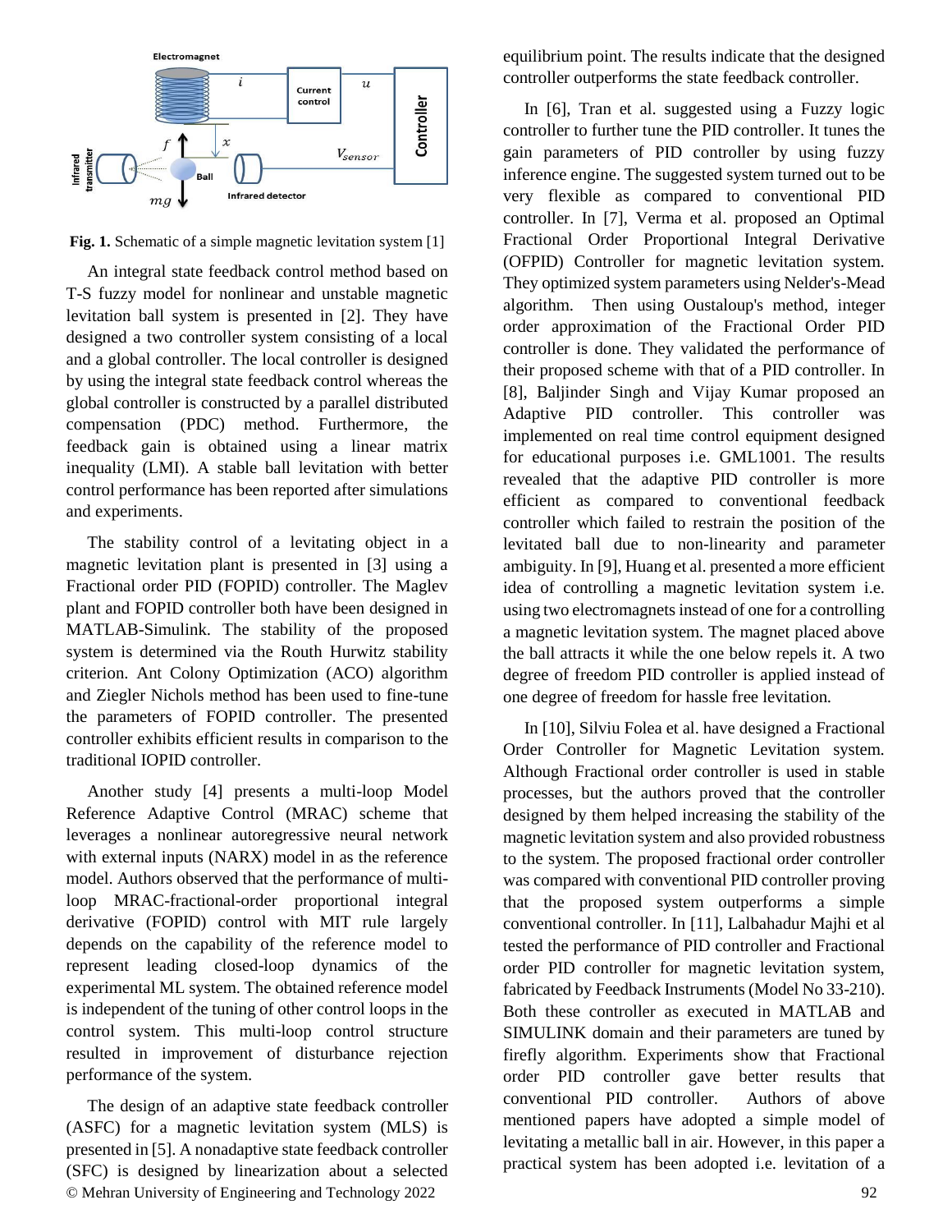**Fig. 1.** Schematic of a simple magnetic levitation system [1]

An integral state feedback control method based on T-S fuzzy model for nonlinear and unstable magnetic levitation ball system is presented in [2]. They have designed a two controller system consisting of a local and a global controller. The local controller is designed by using the integral state feedback control whereas the global controller is constructed by a parallel distributed compensation (PDC) method. Furthermore, the feedback gain is obtained using a linear matrix inequality (LMI). A stable ball levitation with better control performance has been reported after simulations and experiments.

The stability control of a levitating object in a magnetic levitation plant is presented in [3] using a Fractional order PID (FOPID) controller. The Maglev plant and FOPID controller both have been designed in MATLAB-Simulink. The stability of the proposed system is determined via the Routh Hurwitz stability criterion. Ant Colony Optimization (ACO) algorithm and Ziegler Nichols method has been used to fine-tune the parameters of FOPID controller. The presented controller exhibits efficient results in comparison to the traditional IOPID controller.

Another study [4] presents a multi-loop Model Reference Adaptive Control (MRAC) scheme that leverages a nonlinear autoregressive neural network with external inputs (NARX) model in as the reference model. Authors observed that the performance of multi-loop MRAC-fractional-order proportional integral derivative (FOPID) control with MIT rule largely depends on the capability of the reference model to represent leading closed-loop dynamics of the experimental ML system. The obtained reference model is independent of the tuning of other control loops in the control system. This multi-loop control structure resulted in improvement of disturbance rejection performance of the system.

The design of an adaptive state feedback controller (ASFC) for a magnetic levitation system (MLS) is presented in [5]. A nonadaptive state feedback controller (SFC) is designed by linearization about a selected equilibrium point. The results indicate that the designed controller outperforms the state feedback controller.

In [6], Tran et al. suggested using a Fuzzy logic controller to further tune the PID controller. It tunes the gain parameters of PID controller by using fuzzy inference engine. The suggested system turned out to be very flexible as compared to conventional PID controller. In [7], Verma et al. proposed an Optimal Fractional Order Proportional Integral Derivative (OFPID) Controller for magnetic levitation system. They optimized system parameters using Nelder's-Mead algorithm. Then using Oustaloup's method, integer order approximation of the Fractional Order PID controller is done. They validated the performance of their proposed scheme with that of a PID controller. In [8], Baljinder Singh and Vijay Kumar proposed an Adaptive PID controller. This controller was implemented on real time control equipment designed for educational purposes i.e. GML1001. The results revealed that the adaptive PID controller is more efficient as compared to conventional feedback controller which failed to restrain the position of the levitated ball due to non-linearity and parameter ambiguity. In [9], Huang et al. presented a more efficient idea of controlling a magnetic levitation system i.e. using two electromagnets instead of one for a controlling a magnetic levitation system. The magnet placed above the ball attracts it while the one below repels it. A two degree of freedom PID controller is applied instead of one degree of freedom for hassle free levitation.

In [10], Silviu Folea et al. have designed a Fractional Order Controller for Magnetic Levitation system. Although Fractional order controller is used in stable processes, but the authors proved that the controller designed by them helped increasing the stability of the magnetic levitation system and also provided robustness to the system. The proposed fractional order controller was compared with conventional PID controller proving that the proposed system outperforms a simple conventional controller. In [11], Lalbahadur Majhi et al tested the performance of PID controller and Fractional order PID controller for magnetic levitation system, fabricated by Feedback Instruments (Model No 33-210). Both these controller as executed in MATLAB and SIMULINK domain and their parameters are tuned by firefly algorithm. Experiments show that Fractional order PID controller gave better results that conventional PID controller. Authors of above mentioned papers have adopted a simple model of levitating a metallic ball in air. However, in this paper a practical system has been adopted i.e. levitation of a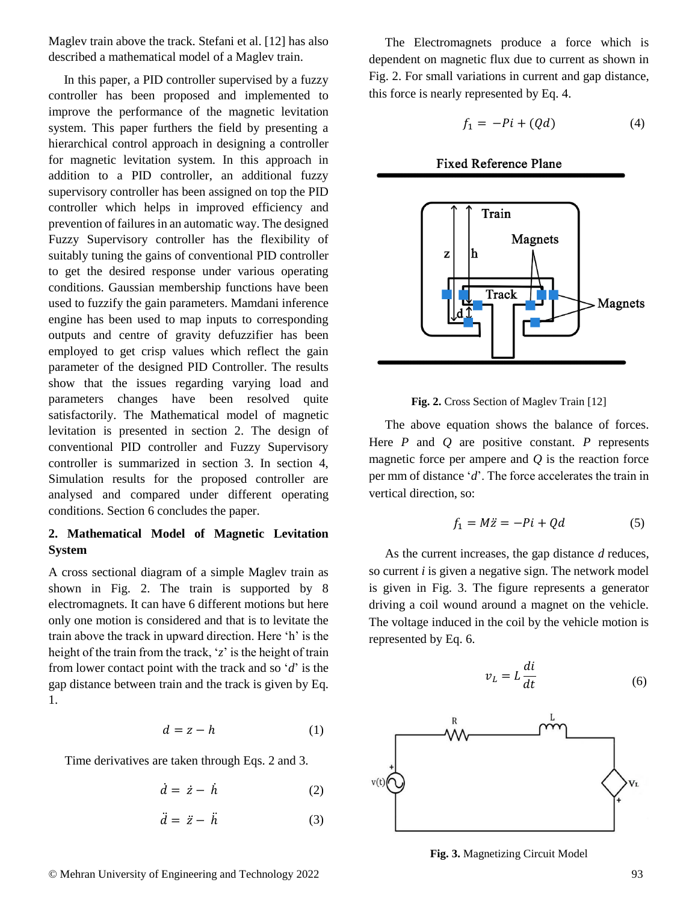Maglev train above the track. Stefani et al. [12] has also described a mathematical model of a Maglev train.

In this paper, a PID controller supervised by a fuzzy controller has been proposed and implemented to improve the performance of the magnetic levitation system. This paper furthers the field by presenting a hierarchical control approach in designing a controller for magnetic levitation system. In this approach in addition to a PID controller, an additional fuzzy supervisory controller has been assigned on top the PID controller which helps in improved efficiency and prevention of failures in an automatic way. The designed Fuzzy Supervisory controller has the flexibility of suitably tuning the gains of conventional PID controller to get the desired response under various operating conditions. Gaussian membership functions have been used to fuzzify the gain parameters. Mamdani inference engine has been used to map inputs to corresponding outputs and centre of gravity defuzzifier has been employed to get crisp values which reflect the gain parameter of the designed PID Controller. The results show that the issues regarding varying load and parameters changes have been resolved quite satisfactorily. The Mathematical model of magnetic levitation is presented in section 2. The design of conventional PID controller and Fuzzy Supervisory controller is summarized in section 3. In section 4, Simulation results for the proposed controller are analysed and compared under different operating conditions. Section 6 concludes the paper.

## 2. Mathematical Model of Magnetic Levitation System

A cross sectional diagram of a simple Maglev train as shown in Fig. 2. The train is supported by 8 electromagnets. It can have 6 different motions but here only one motion is considered and that is to levitate the train above the track in upward direction. Here 'h' is the height of the train from the track, 'z' is the height of train from lower contact point with the track and so '$d$' is the gap distance between train and the track is given by Eq. 1.

$$d = z - h \tag{1}$$

Time derivatives are taken through Eqs. 2 and 3.

$$\dot{d} = \dot{z} - \dot{h} \tag{2}$$

$$\ddot{d} = \ddot{z} - \ddot{h} \tag{3}$$

The Electromagnets produce a force which is dependent on magnetic flux due to current as shown in Fig. 2. For small variations in current and gap distance, this force is nearly represented by Eq. 4.

$$f_1 = -Pi + (Qd) \tag{4}$$

**Fig. 2.** Cross Section of Maglev Train [12]

The above equation shows the balance of forces. Here $P$ and $Q$ are positive constant. $P$ represents magnetic force per ampere and $Q$ is the reaction force per mm of distance '$d$'. The force accelerates the train in vertical direction, so:

$$f_1 = M\ddot{z} = -Pi + Qd \tag{5}$$

As the current increases, the gap distance $d$ reduces, so current $i$ is given a negative sign. The network model is given in Fig. 3. The figure represents a generator driving a coil wound around a magnet on the vehicle. The voltage induced in the coil by the vehicle motion is represented by Eq. 6.

$$v_L = L\frac{di}{dt} \tag{6}$$

**Fig. 3.** Magnetizing Circuit Model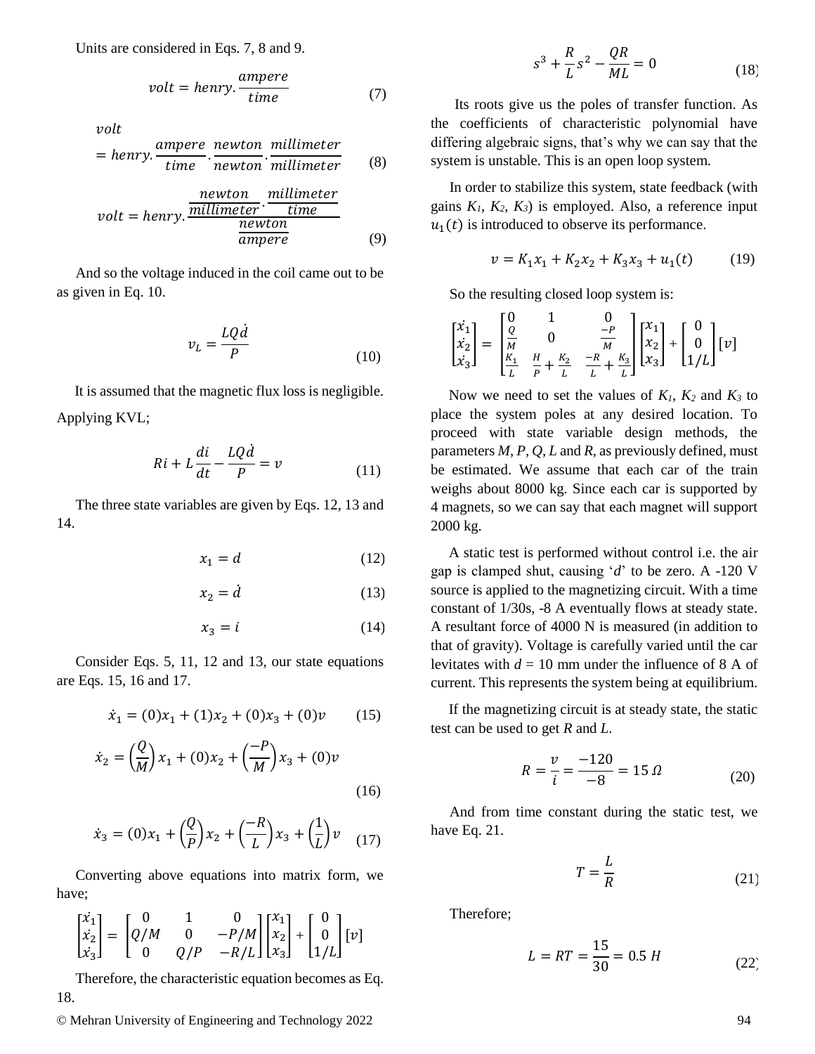Units are considered in Eqs. 7, 8 and 9.

$$volt = henry.\frac{ampere}{time} \tag{7}$$

$$volt = henry.\frac{ampere}{time}.\frac{newton}{newton}.\frac{millimeter}{millimeter} \tag{8}$$

$$volt = henry.\frac{\frac{newton}{millimeter}.\frac{millimeter}{time}}{\frac{newton}{ampere}} \tag{9}$$

And so the voltage induced in the coil came out to be as given in Eq. 10.

$$v_L = \frac{LQ\dot{d}}{P} \tag{10}$$

It is assumed that the magnetic flux loss is negligible.

Applying KVL;

$$Ri + L\frac{di}{dt} - \frac{LQ\dot{d}}{P} = v \tag{11}$$

The three state variables are given by Eqs. 12, 13 and 14.

$$x_1 = d \tag{12}$$

$$x_2 = \dot{d} \tag{13}$$

$$x_3 = i \tag{14}$$

Consider Eqs. 5, 11, 12 and 13, our state equations are Eqs. 15, 16 and 17.

$$\dot{x}_1 = (0)x_1 + (1)x_2 + (0)x_3 + (0)v \tag{15}$$

$$\dot{x}_2 = \left(\frac{Q}{M}\right)x_1 + (0)x_2 + \left(\frac{-P}{M}\right)x_3 + (0)v \tag{16}$$

$$\dot{x}_3 = (0)x_1 + \left(\frac{Q}{P}\right)x_2 + \left(\frac{-R}{L}\right)x_3 + \left(\frac{1}{L}\right)v \tag{17}$$

Converting above equations into matrix form, we have;

$$\begin{bmatrix}\dot{x_1}\\ \dot{x_2}\\ \dot{x_3}\end{bmatrix} = \begin{bmatrix}0 & 1 & 0\\ Q/M & 0 & -P/M\\ 0 & Q/P & -R/L\end{bmatrix}\begin{bmatrix}x_1\\ x_2\\ x_3\end{bmatrix} + \begin{bmatrix}0\\ 0\\ 1/L\end{bmatrix}[v]$$

Therefore, the characteristic equation becomes as Eq. 18.

$$s^3 + \frac{R}{L}s^2 - \frac{QR}{ML} = 0 \tag{18}$$

Its roots give us the poles of transfer function. As the coefficients of characteristic polynomial have differing algebraic signs, that's why we can say that the system is unstable. This is an open loop system.

In order to stabilize this system, state feedback (with gains $K_1$, $K_2$, $K_3$) is employed. Also, a reference input $u_1(t)$ is introduced to observe its performance.

$$v = K_1x_1 + K_2x_2 + K_3x_3 + u_1(t) \tag{19}$$

So the resulting closed loop system is:

$$\begin{bmatrix}\dot{x_1}\\ \dot{x_2}\\ \dot{x_3}\end{bmatrix} = \begin{bmatrix}0 & 1 & 0\\ \frac{Q}{M} & 0 & \frac{-P}{M}\\ \frac{K_1}{L} & \frac{H}{P} + \frac{K_2}{L} & \frac{-R}{L} + \frac{K_3}{L}\end{bmatrix}\begin{bmatrix}x_1\\ x_2\\ x_3\end{bmatrix} + \begin{bmatrix}0\\ 0\\ 1/L\end{bmatrix}[v]$$

Now we need to set the values of $K_1$, $K_2$ and $K_3$ to place the system poles at any desired location. To proceed with state variable design methods, the parameters *M*, *P*, *Q*, *L* and *R*, as previously defined, must be estimated. We assume that each car of the train weighs about 8000 kg. Since each car is supported by 4 magnets, so we can say that each magnet will support 2000 kg.

A static test is performed without control i.e. the air gap is clamped shut, causing '*d*' to be zero. A -120 V source is applied to the magnetizing circuit. With a time constant of 1/30s, -8 A eventually flows at steady state. A resultant force of 4000 N is measured (in addition to that of gravity). Voltage is carefully varied until the car levitates with *d* = 10 mm under the influence of 8 A of current. This represents the system being at equilibrium.

If the magnetizing circuit is at steady state, the static test can be used to get *R* and *L*.

$$R = \frac{v}{i} = \frac{-120}{-8} = 15\,\Omega \tag{20}$$

And from time constant during the static test, we have Eq. 21.

$$T = \frac{L}{R} \tag{21}$$

Therefore;

$$L = RT = \frac{15}{30} = 0.5\,H \tag{22}$$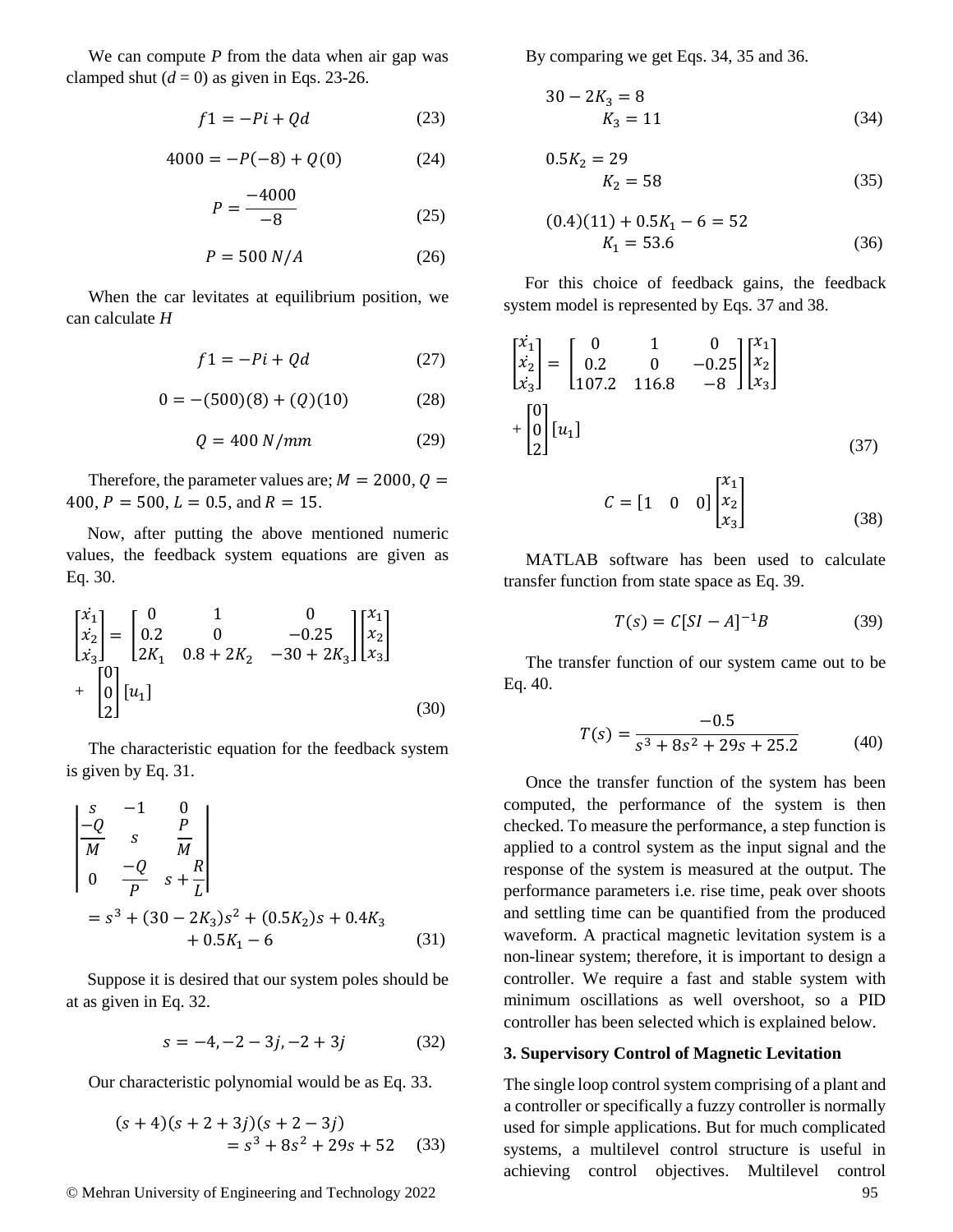We can compute $P$ from the data when air gap was clamped shut ($d = 0$) as given in Eqs. 23-26.

$$f1 = -Pi + Qd \tag{23}$$

$$4000 = -P(-8) + Q(0) \tag{24}$$

$$P = \frac{-4000}{-8} \tag{25}$$

$$P = 500\ N/A \tag{26}$$

When the car levitates at equilibrium position, we can calculate $H$

$$f1 = -Pi + Qd \tag{27}$$

$$0 = -(500)(8) + (Q)(10) \tag{28}$$

$$Q = 400\ N/mm \tag{29}$$

Therefore, the parameter values are; $M = 2000$, $Q = 400$, $P = 500$, $L = 0.5$, and $R = 15$.

Now, after putting the above mentioned numeric values, the feedback system equations are given as Eq. 30.

$$\begin{bmatrix} \dot{x_1} \\ \dot{x_2} \\ \dot{x_3} \end{bmatrix} = \begin{bmatrix} 0 & 1 & 0 \\ 0.2 & 0 & -0.25 \\ 2K_1 & 0.8 + 2K_2 & -30 + 2K_3 \end{bmatrix} \begin{bmatrix} x_1 \\ x_2 \\ x_3 \end{bmatrix} + \begin{bmatrix} 0 \\ 0 \\ 2 \end{bmatrix} [u_1] \tag{30}$$

The characteristic equation for the feedback system is given by Eq. 31.

$$\begin{vmatrix} s & -1 & 0 \\ \frac{-Q}{M} & s & \frac{P}{M} \\ 0 & \frac{-Q}{P} & s + \frac{R}{L} \end{vmatrix} = s^3 + (30 - 2K_3)s^2 + (0.5K_2)s + 0.4K_3 + 0.5K_1 - 6 \tag{31}$$

Suppose it is desired that our system poles should be at as given in Eq. 32.

$$s = -4, -2 - 3j, -2 + 3j \tag{32}$$

Our characteristic polynomial would be as Eq. 33.

$$(s + 4)(s + 2 + 3j)(s + 2 - 3j) = s^3 + 8s^2 + 29s + 52 \tag{33}$$

By comparing we get Eqs. 34, 35 and 36.

$$30 - 2K_3 = 8 \qquad K_3 = 11 \tag{34}$$

$$0.5K_2 = 29 \qquad K_2 = 58 \tag{35}$$

$$(0.4)(11) + 0.5K_1 - 6 = 52 \qquad K_1 = 53.6 \tag{36}$$

For this choice of feedback gains, the feedback system model is represented by Eqs. 37 and 38.

$$\begin{bmatrix} \dot{x_1} \\ \dot{x_2} \\ \dot{x_3} \end{bmatrix} = \begin{bmatrix} 0 & 1 & 0 \\ 0.2 & 0 & -0.25 \\ 107.2 & 116.8 & -8 \end{bmatrix} \begin{bmatrix} x_1 \\ x_2 \\ x_3 \end{bmatrix} + \begin{bmatrix} 0 \\ 0 \\ 2 \end{bmatrix} [u_1] \tag{37}$$

$$C = \begin{bmatrix} 1 & 0 & 0 \end{bmatrix} \begin{bmatrix} x_1 \\ x_2 \\ x_3 \end{bmatrix} \tag{38}$$

MATLAB software has been used to calculate transfer function from state space as Eq. 39.

$$T(s) = C[SI - A]^{-1}B \tag{39}$$

The transfer function of our system came out to be Eq. 40.

$$T(s) = \frac{-0.5}{s^3 + 8s^2 + 29s + 25.2} \tag{40}$$

Once the transfer function of the system has been computed, the performance of the system is then checked. To measure the performance, a step function is applied to a control system as the input signal and the response of the system is measured at the output. The performance parameters i.e. rise time, peak over shoots and settling time can be quantified from the produced waveform. A practical magnetic levitation system is a non-linear system; therefore, it is important to design a controller. We require a fast and stable system with minimum oscillations as well overshoot, so a PID controller has been selected which is explained below.

### 3. Supervisory Control of Magnetic Levitation

The single loop control system comprising of a plant and a controller or specifically a fuzzy controller is normally used for simple applications. But for much complicated systems, a multilevel control structure is useful in achieving control objectives. Multilevel control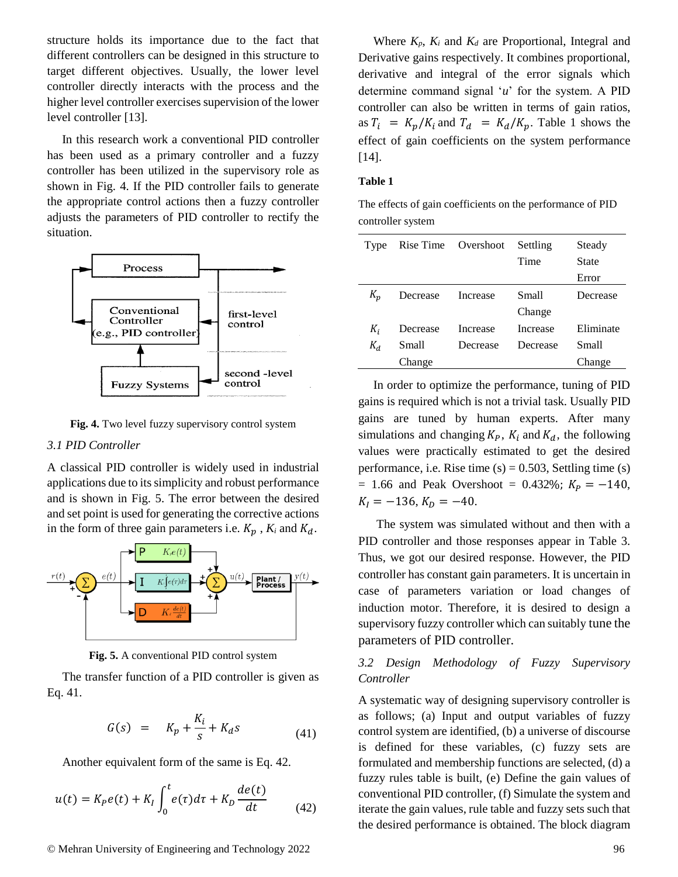structure holds its importance due to the fact that different controllers can be designed in this structure to target different objectives. Usually, the lower level controller directly interacts with the process and the higher level controller exercises supervision of the lower level controller [13].

In this research work a conventional PID controller has been used as a primary controller and a fuzzy controller has been utilized in the supervisory role as shown in Fig. 4. If the PID controller fails to generate the appropriate control actions then a fuzzy controller adjusts the parameters of PID controller to rectify the situation.

**Fig. 4.** Two level fuzzy supervisory control system

### *3.1 PID Controller*

A classical PID controller is widely used in industrial applications due to its simplicity and robust performance and is shown in Fig. 5. The error between the desired and set point is used for generating the corrective actions in the form of three gain parameters i.e. $K_p$ , $K_i$ and $K_d$.

**Fig. 5.** A conventional PID control system

The transfer function of a PID controller is given as Eq. 41.

$$G(s) \;=\; K_p + \frac{K_i}{s} + K_d s \tag{41}$$

Another equivalent form of the same is Eq. 42.

$$u(t) = K_P e(t) + K_I \int_0^t e(\tau)d\tau + K_D \frac{de(t)}{dt} \tag{42}$$

Where $K_p$, $K_i$ and $K_d$ are Proportional, Integral and Derivative gains respectively. It combines proportional, derivative and integral of the error signals which determine command signal '$u$' for the system. A PID controller can also be written in terms of gain ratios, as $T_i = K_p/K_i$ and $T_d = K_d/K_p$. Table 1 shows the effect of gain coefficients on the system performance [14].

**Table 1**

The effects of gain coefficients on the performance of PID controller system

| Type | Rise Time | Overshoot | Settling Time | Steady State Error |
|---|---|---|---|---|
| $K_p$ | Decrease | Increase | Small Change | Decrease |
| $K_i$ | Decrease | Increase | Increase | Eliminate |
| $K_d$ | Small Change | Decrease | Decrease | Small Change |

In order to optimize the performance, tuning of PID gains is required which is not a trivial task. Usually PID gains are tuned by human experts. After many simulations and changing $K_P$, $K_i$ and $K_d$, the following values were practically estimated to get the desired performance, i.e. Rise time (s) = 0.503, Settling time (s) = 1.66 and Peak Overshoot = 0.432%; $K_P = -140$, $K_I = -136$, $K_D = -40$.

The system was simulated without and then with a PID controller and those responses appear in Table 3. Thus, we got our desired response. However, the PID controller has constant gain parameters. It is uncertain in case of parameters variation or load changes of induction motor. Therefore, it is desired to design a supervisory fuzzy controller which can suitably tune the parameters of PID controller.

### *3.2 Design Methodology of Fuzzy Supervisory Controller*

A systematic way of designing supervisory controller is as follows; (a) Input and output variables of fuzzy control system are identified, (b) a universe of discourse is defined for these variables, (c) fuzzy sets are formulated and membership functions are selected, (d) a fuzzy rules table is built, (e) Define the gain values of conventional PID controller, (f) Simulate the system and iterate the gain values, rule table and fuzzy sets such that the desired performance is obtained. The block diagram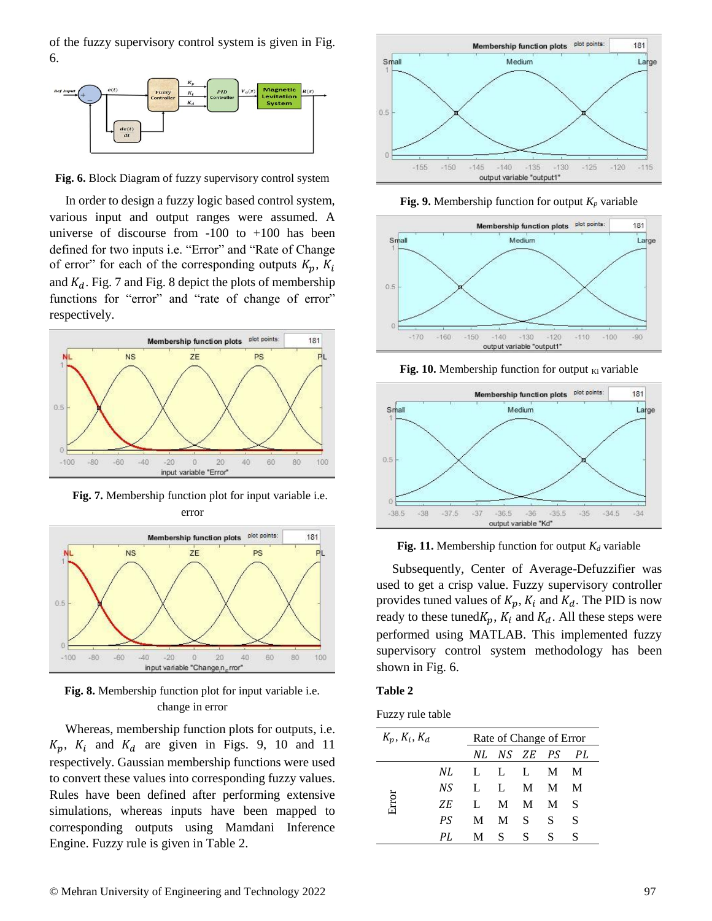of the fuzzy supervisory control system is given in Fig. 6.

**Fig. 6.** Block Diagram of fuzzy supervisory control system

In order to design a fuzzy logic based control system, various input and output ranges were assumed. A universe of discourse from -100 to +100 has been defined for two inputs i.e. "Error" and "Rate of Change of error" for each of the corresponding outputs $K_p$, $K_i$ and $K_d$. Fig. 7 and Fig. 8 depict the plots of membership functions for "error" and "rate of change of error" respectively.

**Fig. 7.** Membership function plot for input variable i.e. error

**Fig. 8.** Membership function plot for input variable i.e. change in error

Whereas, membership function plots for outputs, i.e. $K_p$, $K_i$ and $K_d$ are given in Figs. 9, 10 and 11 respectively. Gaussian membership functions were used to convert these values into corresponding fuzzy values. Rules have been defined after performing extensive simulations, whereas inputs have been mapped to corresponding outputs using Mamdani Inference Engine. Fuzzy rule is given in Table 2.

**Fig. 9.** Membership function for output $K_p$ variable

**Fig. 10.** Membership function for output $K_i$ variable

**Fig. 11.** Membership function for output $K_d$ variable

Subsequently, Center of Average-Defuzzifier was used to get a crisp value. Fuzzy supervisory controller provides tuned values of $K_p$, $K_i$ and $K_d$. The PID is now ready to these tuned $K_p$, $K_i$ and $K_d$. All these steps were performed using MATLAB. This implemented fuzzy supervisory control system methodology has been shown in Fig. 6.

**Table 2**

Fuzzy rule table

| $K_p, K_i, K_d$ | | Rate of Change of Error | | | | |
|---|---|---|---|---|---|---|
| | | *NL* | *NS* | *ZE* | *PS* | *PL* |
| Error | *NL* | L | L | L | M | M |
| | *NS* | L | L | M | M | M |
| | *ZE* | L | M | M | M | S |
| | *PS* | M | M | S | S | S |
| | *PL* | M | S | S | S | S |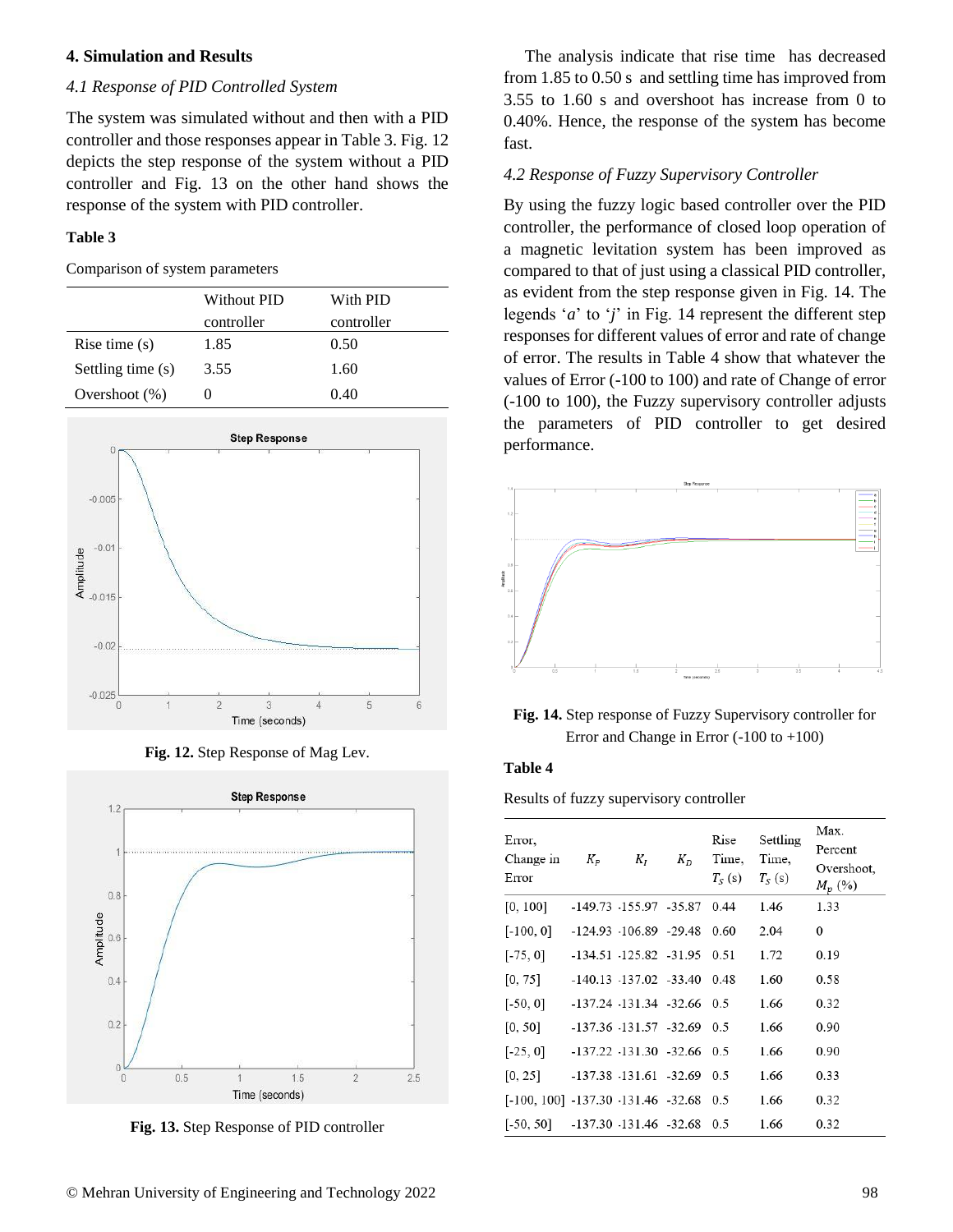## 4. Simulation and Results

### *4.1 Response of PID Controlled System*

The system was simulated without and then with a PID controller and those responses appear in Table 3. Fig. 12 depicts the step response of the system without a PID controller and Fig. 13 on the other hand shows the response of the system with PID controller.

**Table 3**

Comparison of system parameters

| | Without PID controller | With PID controller |
|---|---|---|
| Rise time (s) | 1.85 | 0.50 |
| Settling time (s) | 3.55 | 1.60 |
| Overshoot (%) | 0 | 0.40 |

**Fig. 12.** Step Response of Mag Lev.

**Fig. 13.** Step Response of PID controller

The analysis indicate that rise time has decreased from 1.85 to 0.50 s and settling time has improved from 3.55 to 1.60 s and overshoot has increase from 0 to 0.40%. Hence, the response of the system has become fast.

### *4.2 Response of Fuzzy Supervisory Controller*

By using the fuzzy logic based controller over the PID controller, the performance of closed loop operation of a magnetic levitation system has been improved as compared to that of just using a classical PID controller, as evident from the step response given in Fig. 14. The legends '*a*' to '*j*' in Fig. 14 represent the different step responses for different values of error and rate of change of error. The results in Table 4 show that whatever the values of Error (-100 to 100) and rate of Change of error (-100 to 100), the Fuzzy supervisory controller adjusts the parameters of PID controller to get desired performance.

**Fig. 14.** Step response of Fuzzy Supervisory controller for Error and Change in Error (-100 to +100)

**Table 4**

Results of fuzzy supervisory controller

| Error, Change in Error | $K_P$ | $K_I$ | $K_D$ | Rise Time, $T_S$ (s) | Settling Time, $T_S$ (s) | Max. Percent Overshoot, $M_p$ (%) |
|---|---|---|---|---|---|---|
| [0, 100] | -149.73 | -155.97 | -35.87 | 0.44 | 1.46 | 1.33 |
| [-100, 0] | -124.93 | -106.89 | -29.48 | 0.60 | 2.04 | 0 |
| [-75, 0] | -134.51 | -125.82 | -31.95 | 0.51 | 1.72 | 0.19 |
| [0, 75] | -140.13 | -137.02 | -33.40 | 0.48 | 1.60 | 0.58 |
| [-50, 0] | -137.24 | -131.34 | -32.66 | 0.5 | 1.66 | 0.32 |
| [0, 50] | -137.36 | -131.57 | -32.69 | 0.5 | 1.66 | 0.90 |
| [-25, 0] | -137.22 | -131.30 | -32.66 | 0.5 | 1.66 | 0.90 |
| [0, 25] | -137.38 | -131.61 | -32.69 | 0.5 | 1.66 | 0.33 |
| [-100, 100] | -137.30 | -131.46 | -32.68 | 0.5 | 1.66 | 0.32 |
| [-50, 50] | -137.30 | -131.46 | -32.68 | 0.5 | 1.66 | 0.32 |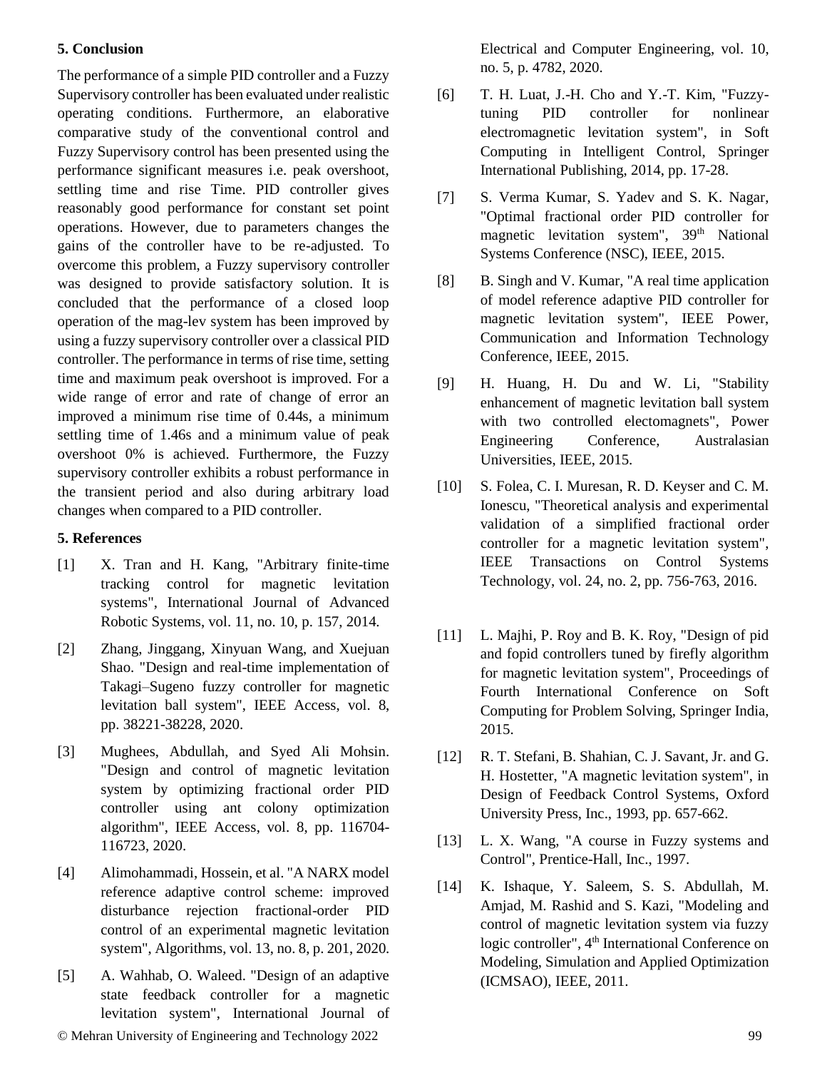## 5. Conclusion

The performance of a simple PID controller and a Fuzzy Supervisory controller has been evaluated under realistic operating conditions. Furthermore, an elaborative comparative study of the conventional control and Fuzzy Supervisory control has been presented using the performance significant measures i.e. peak overshoot, settling time and rise Time. PID controller gives reasonably good performance for constant set point operations. However, due to parameters changes the gains of the controller have to be re-adjusted. To overcome this problem, a Fuzzy supervisory controller was designed to provide satisfactory solution. It is concluded that the performance of a closed loop operation of the mag-lev system has been improved by using a fuzzy supervisory controller over a classical PID controller. The performance in terms of rise time, setting time and maximum peak overshoot is improved. For a wide range of error and rate of change of error an improved a minimum rise time of 0.44s, a minimum settling time of 1.46s and a minimum value of peak overshoot 0% is achieved. Furthermore, the Fuzzy supervisory controller exhibits a robust performance in the transient period and also during arbitrary load changes when compared to a PID controller.

## 5. References

[1] X. Tran and H. Kang, "Arbitrary finite-time tracking control for magnetic levitation systems", International Journal of Advanced Robotic Systems, vol. 11, no. 10, p. 157, 2014.

[2] Zhang, Jinggang, Xinyuan Wang, and Xuejuan Shao. "Design and real-time implementation of Takagi–Sugeno fuzzy controller for magnetic levitation ball system", IEEE Access, vol. 8, pp. 38221-38228, 2020.

[3] Mughees, Abdullah, and Syed Ali Mohsin. "Design and control of magnetic levitation system by optimizing fractional order PID controller using ant colony optimization algorithm", IEEE Access, vol. 8, pp. 116704-116723, 2020.

[4] Alimohammadi, Hossein, et al. "A NARX model reference adaptive control scheme: improved disturbance rejection fractional-order PID control of an experimental magnetic levitation system", Algorithms, vol. 13, no. 8, p. 201, 2020.

[5] A. Wahhab, O. Waleed. "Design of an adaptive state feedback controller for a magnetic levitation system", International Journal of Electrical and Computer Engineering, vol. 10, no. 5, p. 4782, 2020.

[6] T. H. Luat, J.-H. Cho and Y.-T. Kim, "Fuzzy-tuning PID controller for nonlinear electromagnetic levitation system", in Soft Computing in Intelligent Control, Springer International Publishing, 2014, pp. 17-28.

[7] S. Verma Kumar, S. Yadev and S. K. Nagar, "Optimal fractional order PID controller for magnetic levitation system", 39th National Systems Conference (NSC), IEEE, 2015.

[8] B. Singh and V. Kumar, "A real time application of model reference adaptive PID controller for magnetic levitation system", IEEE Power, Communication and Information Technology Conference, IEEE, 2015.

[9] H. Huang, H. Du and W. Li, "Stability enhancement of magnetic levitation ball system with two controlled electomagnets", Power Engineering Conference, Australasian Universities, IEEE, 2015.

[10] S. Folea, C. I. Muresan, R. D. Keyser and C. M. Ionescu, "Theoretical analysis and experimental validation of a simplified fractional order controller for a magnetic levitation system", IEEE Transactions on Control Systems Technology, vol. 24, no. 2, pp. 756-763, 2016.

[11] L. Majhi, P. Roy and B. K. Roy, "Design of pid and fopid controllers tuned by firefly algorithm for magnetic levitation system", Proceedings of Fourth International Conference on Soft Computing for Problem Solving, Springer India, 2015.

[12] R. T. Stefani, B. Shahian, C. J. Savant, Jr. and G. H. Hostetter, "A magnetic levitation system", in Design of Feedback Control Systems, Oxford University Press, Inc., 1993, pp. 657-662.

[13] L. X. Wang, "A course in Fuzzy systems and Control", Prentice-Hall, Inc., 1997.

[14] K. Ishaque, Y. Saleem, S. S. Abdullah, M. Amjad, M. Rashid and S. Kazi, "Modeling and control of magnetic levitation system via fuzzy logic controller", 4th International Conference on Modeling, Simulation and Applied Optimization (ICMSAO), IEEE, 2011.